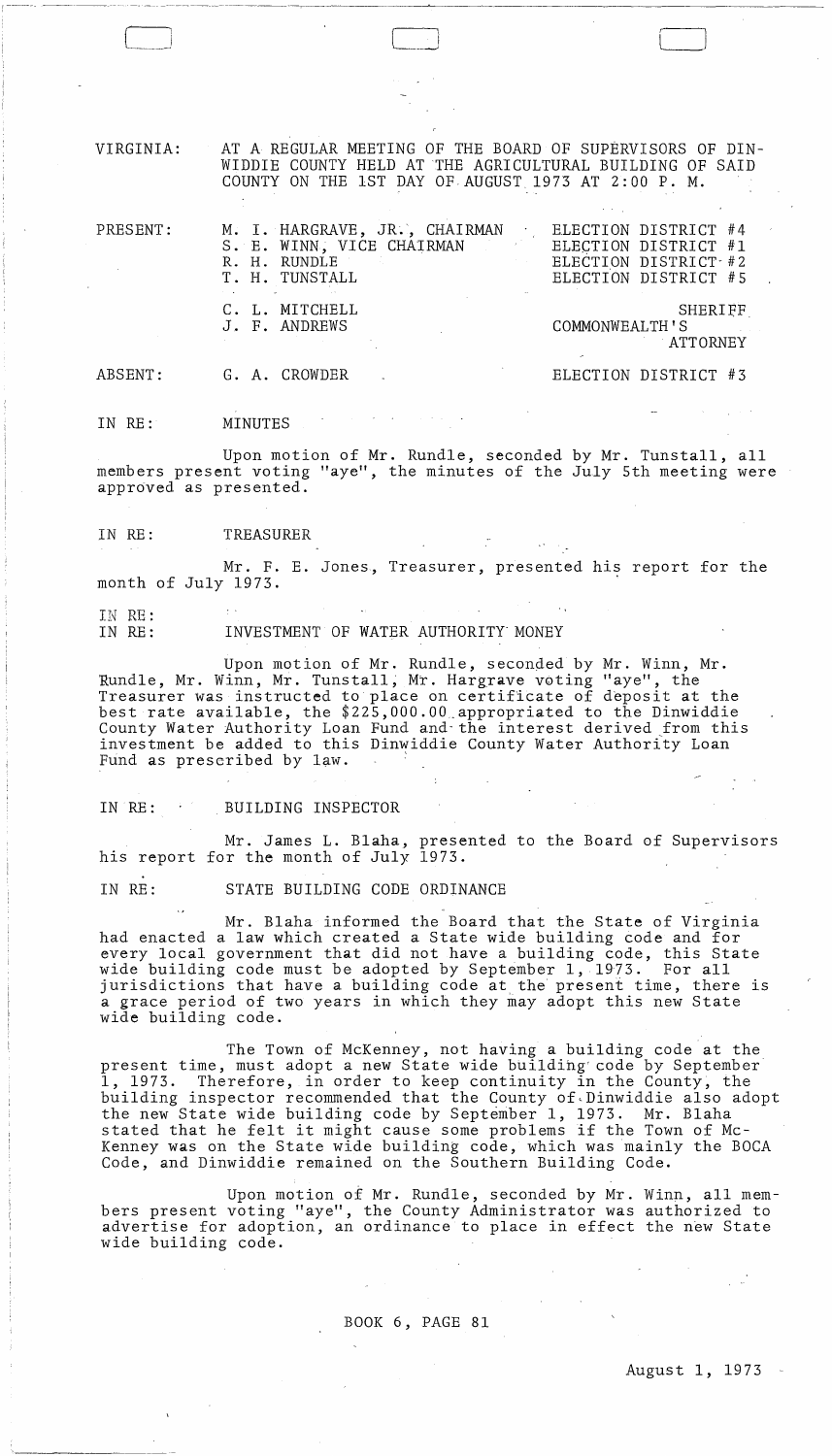VIRGINIA: AT A REGULAR MEETING OF THE BOARD OF SUPERVISORS OF DINWIDDIE COUNTY HELD AT THE AGRICULTURAL BUILDING OF SAID COUNTY ON THE 1ST DAY OF AUGUST 1973 AT 2:00 P. M.

| | | |
|---|---|---|
| PRESENT: | M. I. HARGRAVE, JR., CHAIRMAN | ELECTION DISTRICT #4 |
| | S. E. WINN, VICE CHAIRMAN | ELECTION DISTRICT #1 |
| | R. H. RUNDLE | ELECTION DISTRICT #2 |
| | T. H. TUNSTALL | ELECTION DISTRICT #5 |
| | C. L. MITCHELL | SHERIFF |
| | J. F. ANDREWS | COMMONWEALTH'S ATTORNEY |
| ABSENT: | G. A. CROWDER | ELECTION DISTRICT #3 |

IN RE: MINUTES

Upon motion of Mr. Rundle, seconded by Mr. Tunstall, all members present voting "aye", the minutes of the July 5th meeting were approved as presented.

IN RE: TREASURER

Mr. F. E. Jones, Treasurer, presented his report for the month of July 1973.

IN RE:
IN RE: INVESTMENT OF WATER AUTHORITY MONEY

Upon motion of Mr. Rundle, seconded by Mr. Winn, Mr. Rundle, Mr. Winn, Mr. Tunstall, Mr. Hargrave voting "aye", the Treasurer was instructed to place on certificate of deposit at the best rate available, the $225,000.00 appropriated to the Dinwiddie County Water Authority Loan Fund and the interest derived from this investment be added to this Dinwiddie County Water Authority Loan Fund as prescribed by law.

IN RE: BUILDING INSPECTOR

Mr. James L. Blaha, presented to the Board of Supervisors his report for the month of July 1973.

IN RE: STATE BUILDING CODE ORDINANCE

Mr. Blaha informed the Board that the State of Virginia had enacted a law which created a State wide building code and for every local government that did not have a building code, this State wide building code must be adopted by September 1, 1973. For all jurisdictions that have a building code at the present time, there is a grace period of two years in which they may adopt this new State wide building code.

The Town of McKenney, not having a building code at the present time, must adopt a new State wide building code by September 1, 1973. Therefore, in order to keep continuity in the County, the building inspector recommended that the County of Dinwiddie also adopt the new State wide building code by September 1, 1973. Mr. Blaha stated that he felt it might cause some problems if the Town of McKenney was on the State wide building code, which was mainly the BOCA Code, and Dinwiddie remained on the Southern Building Code.

Upon motion of Mr. Rundle, seconded by Mr. Winn, all members present voting "aye", the County Administrator was authorized to advertise for adoption, an ordinance to place in effect the new State wide building code.

BOOK 6, PAGE 81

August 1, 1973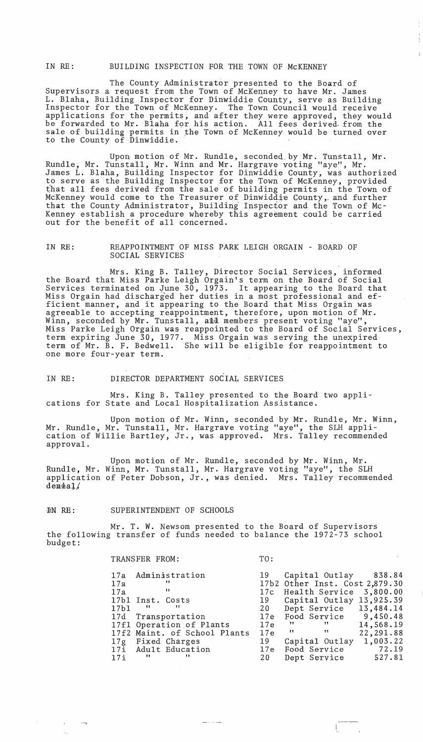IN RE: BUILDING INSPECTION FOR THE TOWN OF McKENNEY

The County Administrator presented to the Board of Supervisors a request from the Town of McKenney to have Mr. James L. Blaha, Building Inspector for Dinwiddie County, serve as Building Inspector for the Town of McKenney. The Town Council would receive applications for the permits, and after they were approved, they would be forwarded to Mr. Blaha for his action. All fees derived from the sale of building permits in the Town of McKenney would be turned over to the County of Dinwiddie.

Upon motion of Mr. Rundle, seconded by Mr. Tunstall, Mr. Rundle, Mr. Tunstall, Mr. Winn and Mr. Hargrave voting "aye", Mr. James L. Blaha, Building Inspector for Dinwiddie County, was authorized to serve as the Building Inspector for the Town of McKenney, provided that all fees derived from the sale of building permits in the Town of McKenney would come to the Treasurer of Dinwiddie County, and further that the County Administrator, Building Inspector and the Town of McKenney establish a procedure whereby this agreement could be carried out for the benefit of all concerned.

IN RE: REAPPOINTMENT OF MISS PARK LEIGH ORGAIN - BOARD OF SOCIAL SERVICES

Mrs. King B. Talley, Director Social Services, informed the Board that Miss Parke Leigh Orgain's term on the Board of Social Services terminated on June 30, 1973. It appearing to the Board that Miss Orgain had discharged her duties in a most professional and efficient manner, and it appearing to the Board that Miss Orgain was agreeable to accepting reappointment, therefore, upon motion of Mr. Winn, seconded by Mr. Tunstall, and members present voting "aye", Miss Parke Leigh Orgain was reappointed to the Board of Social Services, term expiring June 30, 1977. Miss Orgain was serving the unexpired term of Mr. B. F. Bedwell. She will be eligible for reappointment to one more four-year term.

IN RE: DIRECTOR DEPARTMENT SOCIAL SERVICES

Mrs. King B. Talley presented to the Board two applications for State and Local Hospitalization Assistance.

Upon motion of Mr. Winn, seconded by Mr. Rundle, Mr. Winn, Mr. Rundle, Mr. Tunstall, Mr. Hargrave voting "aye", the SLH application of Willie Bartley, Jr., was approved. Mrs. Talley recommended approval.

Upon motion of Mr. Rundle, seconded by Mr. Winn, Mr. Rundle, Mr. Winn, Mr. Tunstall, Mr. Hargrave voting "aye", the SLH application of Peter Dobson, Jr., was denied. Mrs. Talley recommended denial.

IN RE: SUPERINTENDENT OF SCHOOLS

Mr. T. W. Newsom presented to the Board of Supervisors the following transfer of funds needed to balance the 1972-73 school budget:

| TRANSFER FROM: | | TO: | | |
|---|---|---|---|---|
| 17a | Administration | 19 | Capital Outlay | 838.84 |
| 17a | " | 17b2 | Other Inst. Cost | 2,879.30 |
| 17a | " | 17c | Health Service | 3,800.00 |
| 17b1 | Inst. Costs | 19 | Capital Outlay | 13,925.39 |
| 17b1 | " " | 20 | Dept Service | 13,484.14 |
| 17d | Transportation | 17e | Food Service | 9,450.48 |
| 17f1 | Operation of Plants | 17e | " " | 14,568.19 |
| 17f2 | Maint. of School Plants | 17e | " " | 22,291.88 |
| 17g | Fixed Charges | 19 | Capital Outlay | 1,003.22 |
| 17i | Adult Education | 17e | Food Service | 72.19 |
| 17i | " " | 20 | Dept Service | 527.81 |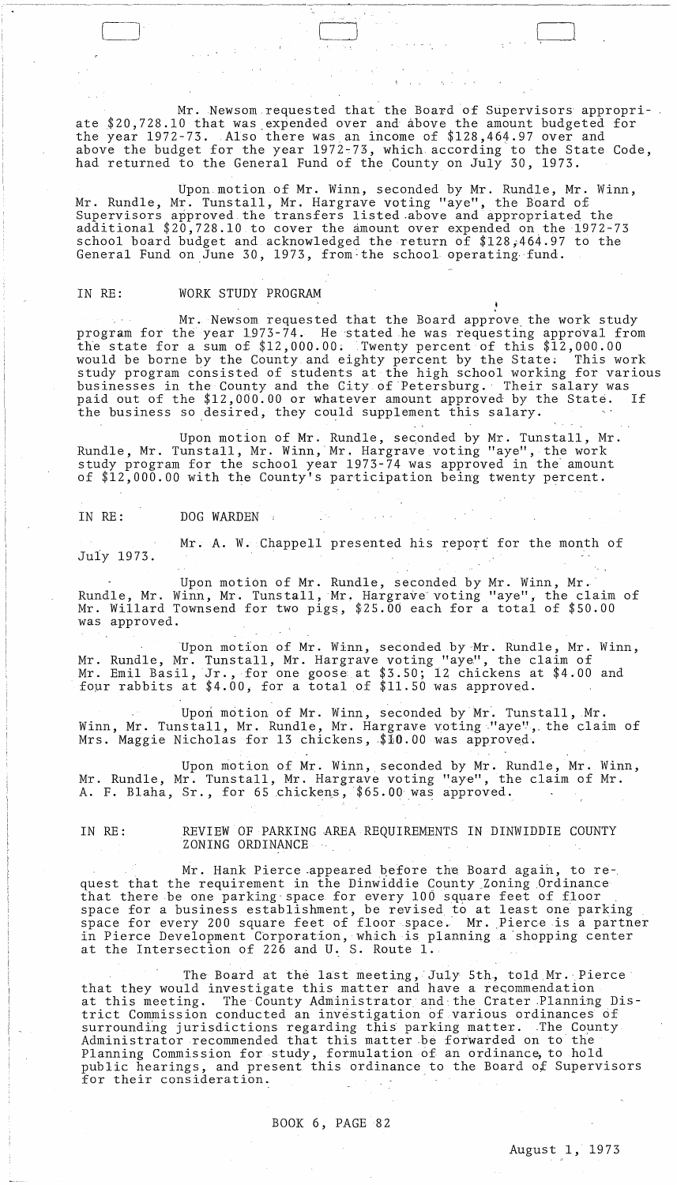Mr. Newsom requested that the Board of Supervisors appropriate $20,728.10 that was expended over and above the amount budgeted for the year 1972-73. Also there was an income of $128,464.97 over and above the budget for the year 1972-73, which according to the State Code, had returned to the General Fund of the County on July 30, 1973.

Upon motion of Mr. Winn, seconded by Mr. Rundle, Mr. Winn, Mr. Rundle, Mr. Tunstall, Mr. Hargrave voting "aye", the Board of Supervisors approved the transfers listed above and appropriated the additional $20,728.10 to cover the amount over expended on the 1972-73 school board budget and acknowledged the return of $128,464.97 to the General Fund on June 30, 1973, from the school operating fund.

IN RE: WORK STUDY PROGRAM

Mr. Newsom requested that the Board approve the work study program for the year 1973-74. He stated he was requesting approval from the state for a sum of $12,000.00. Twenty percent of this $12,000.00 would be borne by the County and eighty percent by the State. This work study program consisted of students at the high school working for various businesses in the County and the City of Petersburg. Their salary was paid out of the $12,000.00 or whatever amount approved by the State. If the business so desired, they could supplement this salary.

Upon motion of Mr. Rundle, seconded by Mr. Tunstall, Mr. Rundle, Mr. Tunstall, Mr. Winn, Mr. Hargrave voting "aye", the work study program for the school year 1973-74 was approved in the amount of $12,000.00 with the County's participation being twenty percent.

IN RE: DOG WARDEN

Mr. A. W. Chappell presented his report for the month of July 1973.

Upon motion of Mr. Rundle, seconded by Mr. Winn, Mr. Rundle, Mr. Winn, Mr. Tunstall, Mr. Hargrave voting "aye", the claim of Mr. Willard Townsend for two pigs, $25.00 each for a total of $50.00 was approved.

Upon motion of Mr. Winn, seconded by Mr. Rundle, Mr. Winn, Mr. Rundle, Mr. Tunstall, Mr. Hargrave voting "aye", the claim of Mr. Emil Basil, Jr., for one goose at $3.50; 12 chickens at $4.00 and four rabbits at $4.00, for a total of $11.50 was approved.

Upon motion of Mr. Winn, seconded by Mr. Tunstall, Mr. Winn, Mr. Tunstall, Mr. Rundle, Mr. Hargrave voting "aye", the claim of Mrs. Maggie Nicholas for 13 chickens, $10.00 was approved.

Upon motion of Mr. Winn, seconded by Mr. Rundle, Mr. Winn, Mr. Rundle, Mr. Tunstall, Mr. Hargrave voting "aye", the claim of Mr. A. F. Blaha, Sr., for 65 chickens, $65.00 was approved.

IN RE: REVIEW OF PARKING AREA REQUIREMENTS IN DINWIDDIE COUNTY ZONING ORDINANCE

Mr. Hank Pierce appeared before the Board again, to request that the requirement in the Dinwiddie County Zoning Ordinance that there be one parking space for every 100 square feet of floor space for a business establishment, be revised to at least one parking space for every 200 square feet of floor space. Mr. Pierce is a partner in Pierce Development Corporation, which is planning a shopping center at the Intersection of 226 and U. S. Route 1.

The Board at the last meeting, July 5th, told Mr. Pierce that they would investigate this matter and have a recommendation at this meeting. The County Administrator and the Crater Planning District Commission conducted an investigation of various ordinances of surrounding jurisdictions regarding this parking matter. The County Administrator recommended that this matter be forwarded on to the Planning Commission for study, formulation of an ordinance, to hold public hearings, and present this ordinance to the Board of Supervisors for their consideration.

BOOK 6, PAGE 82

August 1, 1973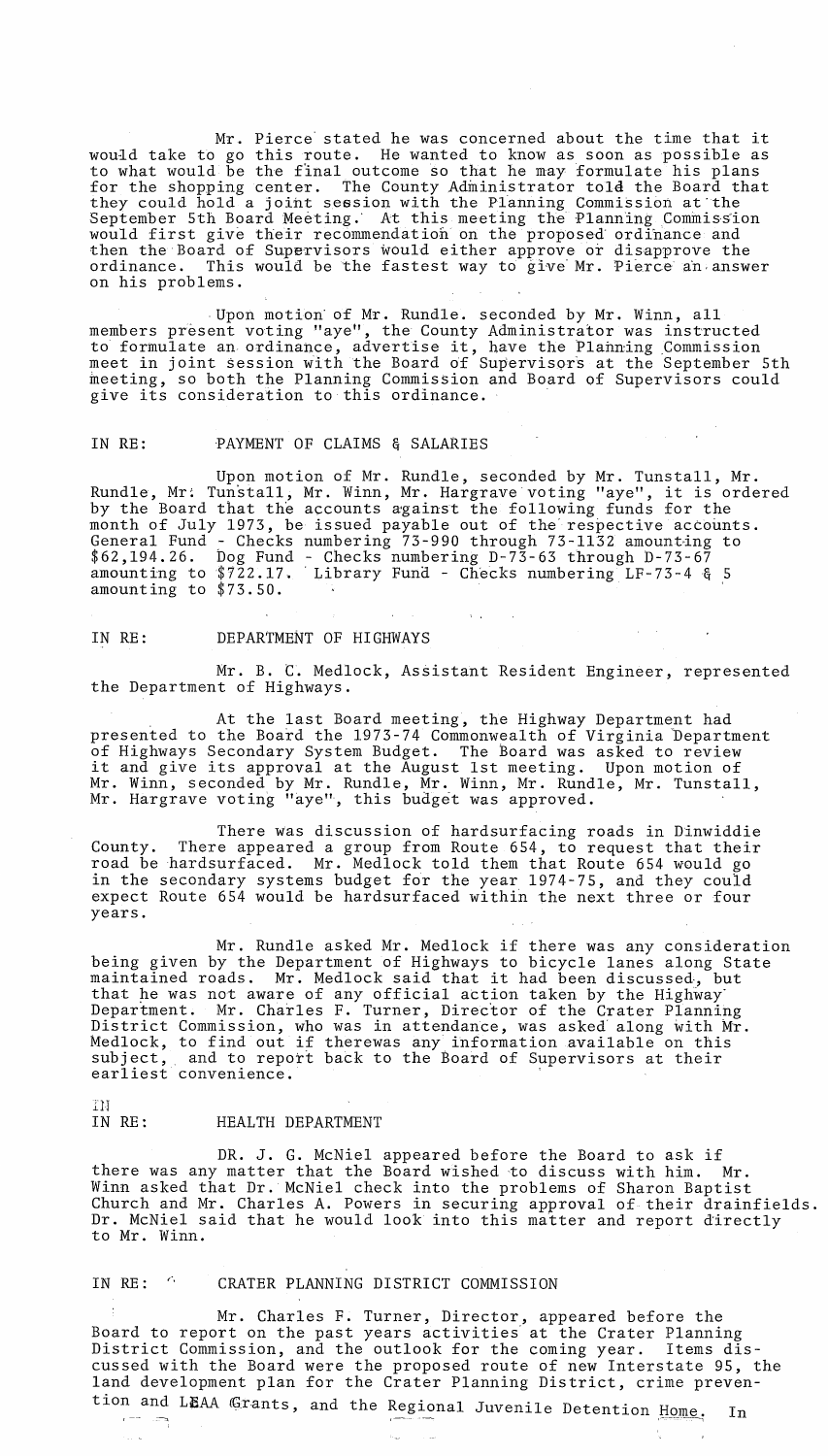Mr. Pierce stated he was concerned about the time that it would take to go this route. He wanted to know as soon as possible as to what would be the final outcome so that he may formulate his plans for the shopping center. The County Administrator told the Board that they could hold a joint session with the Planning Commission at the September 5th Board Meeting. At this meeting the Planning Commission would first give their recommendation on the proposed ordinance and then the Board of Supervisors would either approve or disapprove the ordinance. This would be the fastest way to give Mr. Pierce an answer on his problems.

Upon motion of Mr. Rundle. seconded by Mr. Winn, all members present voting "aye", the County Administrator was instructed to formulate an ordinance, advertise it, have the Planning Commission meet in joint session with the Board of Supervisors at the September 5th meeting, so both the Planning Commission and Board of Supervisors could give its consideration to this ordinance.

IN RE: PAYMENT OF CLAIMS & SALARIES

Upon motion of Mr. Rundle, seconded by Mr. Tunstall, Mr. Rundle, Mr. Tunstall, Mr. Winn, Mr. Hargrave voting "aye", it is ordered by the Board that the accounts against the following funds for the month of July 1973, be issued payable out of the respective accounts. General Fund - Checks numbering 73-990 through 73-1132 amounting to $62,194.26. Dog Fund - Checks numbering D-73-63 through D-73-67 amounting to $722.17. Library Fund - Checks numbering LF-73-4 & 5 amounting to $73.50.

IN RE: DEPARTMENT OF HIGHWAYS

Mr. B. C. Medlock, Assistant Resident Engineer, represented the Department of Highways.

At the last Board meeting, the Highway Department had presented to the Board the 1973-74 Commonwealth of Virginia Department of Highways Secondary System Budget. The Board was asked to review it and give its approval at the August 1st meeting. Upon motion of Mr. Winn, seconded by Mr. Rundle, Mr. Winn, Mr. Rundle, Mr. Tunstall, Mr. Hargrave voting "aye", this budget was approved.

There was discussion of hardsurfacing roads in Dinwiddie County. There appeared a group from Route 654, to request that their road be hardsurfaced. Mr. Medlock told them that Route 654 would go in the secondary systems budget for the year 1974-75, and they could expect Route 654 would be hardsurfaced within the next three or four years.

Mr. Rundle asked Mr. Medlock if there was any consideration being given by the Department of Highways to bicycle lanes along State maintained roads. Mr. Medlock said that it had been discussed, but that he was not aware of any official action taken by the Highway Department. Mr. Charles F. Turner, Director of the Crater Planning District Commission, who was in attendance, was asked along with Mr. Medlock, to find out if therewas any information available on this subject, and to report back to the Board of Supervisors at their earliest convenience.

IN RE: HEALTH DEPARTMENT

DR. J. G. McNiel appeared before the Board to ask if there was any matter that the Board wished to discuss with him. Mr. Winn asked that Dr. McNiel check into the problems of Sharon Baptist Church and Mr. Charles A. Powers in securing approval of their drainfields. Dr. McNiel said that he would look into this matter and report directly to Mr. Winn.

IN RE: CRATER PLANNING DISTRICT COMMISSION

Mr. Charles F. Turner, Director, appeared before the Board to report on the past years activities at the Crater Planning District Commission, and the outlook for the coming year. Items discussed with the Board were the proposed route of new Interstate 95, the land development plan for the Crater Planning District, crime prevention and LEAA Grants, and the Regional Juvenile Detention Home. In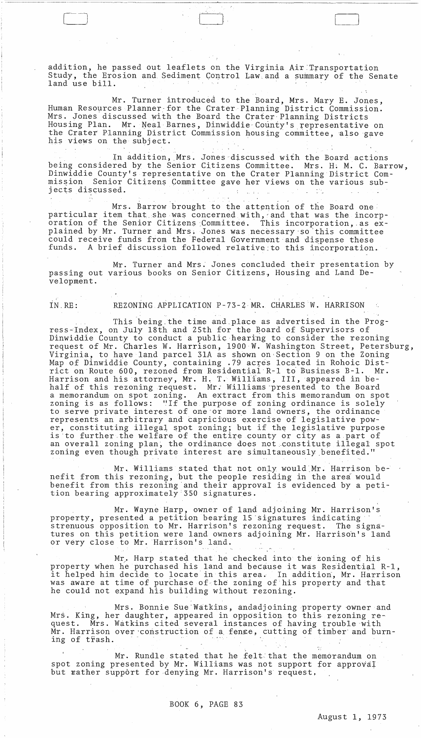addition, he passed out leaflets on the Virginia Air Transportation Study, the Erosion and Sediment Control Law and a summary of the Senate land use bill.

Mr. Turner introduced to the Board, Mrs. Mary E. Jones, Human Resources Planner for the Crater Planning District Commission. Mrs. Jones discussed with the Board the Crater Planning Districts Housing Plan. Mr. Neal Barnes, Dinwiddie County's representative on the Crater Planning District Commission housing committee, also gave his views on the subject.

In addition, Mrs. Jones discussed with the Board actions being considered by the Senior Citizens Committee. Mrs. H. M. C. Barrow, Dinwiddie County's representative on the Crater Planning District Commission Senior Citizens Committee gave her views on the various subjects discussed.

Mrs. Barrow brought to the attention of the Board one particular item that she was concerned with, and that was the incorporation of the Senior Citizens Committee. This incorporation, as explained by Mr. Turner and Mrs. Jones was necessary so this committee could receive funds from the Federal Government and dispense these funds. A brief discussion followed relative to this incorporation.

Mr. Turner and Mrs. Jones concluded their presentation by passing out various books on Senior Citizens, Housing and Land Development.

IN RE: REZONING APPLICATION P-73-2 MR. CHARLES W. HARRISON

This being the time and place as advertised in the Progress-Index, on July 18th and 25th for the Board of Supervisors of Dinwiddie County to conduct a public hearing to consider the rezoning request of Mr. Charles W. Harrison, 1900 W. Washington Street, Petersburg, Virginia, to have land parcel 31A as shown on Section 9 on the Zoning Map of Dinwiddie County, containing .79 acres located in Rohoic District on Route 600, rezoned from Residential R-1 to Business B-1. Mr. Harrison and his attorney, Mr. H. T. Williams, III, appeared in behalf of this rezoning request. Mr. Williams presented to the Board a memorandum on spot zoning. An extract from this memorandum on spot zoning is as follows: "If the purpose of zoning ordinance is solely to serve private interest of one or more land owners, the ordinance represents an arbitrary and capricious exercise of legislative power, constituting illegal spot zoning; but if the legislative purpose is to further the welfare of the entire county or city as a part of an overall zoning plan, the ordinance does not constitute illegal spot zoning even though private interest are simultaneously benefited."

Mr. Williams stated that not only would Mr. Harrison benefit from this rezoning, but the people residing in the area would benefit from this rezoning and their approval is evidenced by a petition bearing approximately 350 signatures.

Mr. Wayne Harp, owner of land adjoining Mr. Harrison's property, presented a petition bearing 15 signatures indicating strenuous opposition to Mr. Harrison's rezoning request. The signatures on this petition were land owners adjoining Mr. Harrison's land or very close to Mr. Harrison's land.

Mr. Harp stated that he checked into the zoning of his property when he purchased his land and because it was Residential R-1, it helped him decide to locate in this area. In addition, Mr. Harrison was aware at time of purchase of the zoning of his property and that he could not expand his building without rezoning.

Mrs. Bonnie Sue Watkins, andadjoining property owner and Mrs. King, her daughter, appeared in opposition to this rezoning request. Mrs. Watkins cited several instances of having trouble with Mr. Harrison over construction of a fence, cutting of timber and burning of trash.

Mr. Rundle stated that he felt that the memorandum on spot zoning presented by Mr. Williams was not support for approval but rather support for denying Mr. Harrison's request.

BOOK 6, PAGE 83

August 1, 1973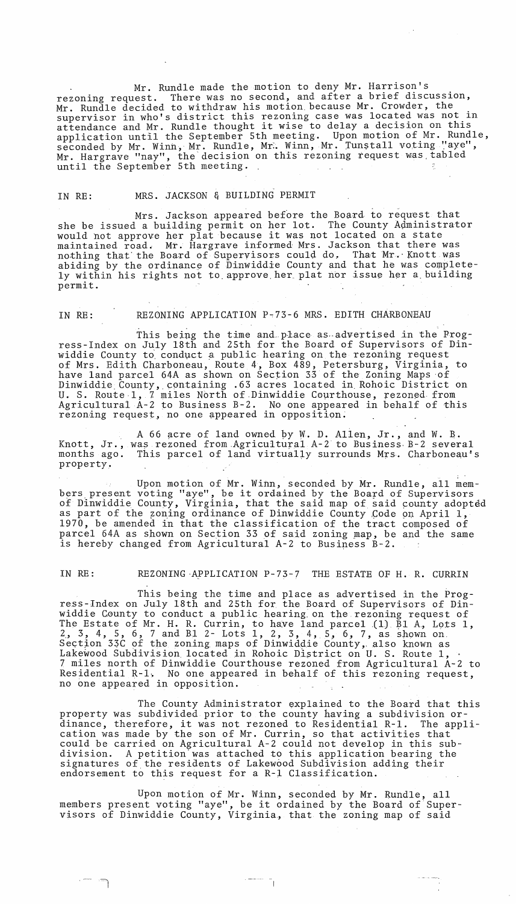Mr. Rundle made the motion to deny Mr. Harrison's rezoning request. There was no second, and after a brief discussion, Mr. Rundle decided to withdraw his motion because Mr. Crowder, the supervisor in who's district this rezoning case was located was not in attendance and Mr. Rundle thought it wise to delay a decision on this application until the September 5th meeting. Upon motion of Mr. Rundle, seconded by Mr. Winn, Mr. Rundle, Mr. Winn, Mr. Tunstall voting "aye", Mr. Hargrave "nay", the decision on this rezoning request was tabled until the September 5th meeting.

IN RE: MRS. JACKSON & BUILDING PERMIT

Mrs. Jackson appeared before the Board to request that she be issued a building permit on her lot. The County Administrator would not approve her plat because it was not located on a state maintained road. Mr. Hargrave informed Mrs. Jackson that there was nothing that the Board of Supervisors could do. That Mr. Knott was abiding by the ordinance of Dinwiddie County and that he was completely within his rights not to approve her plat nor issue her a building permit.

IN RE: REZONING APPLICATION P-73-6 MRS. EDITH CHARBONEAU

This being the time and place as advertised in the Progress-Index on July 18th and 25th for the Board of Supervisors of Dinwiddie County to conduct a public hearing on the rezoning request of Mrs. Edith Charboneau, Route 4, Box 489, Petersburg, Virginia, to have land parcel 64A as shown on Section 33 of the Zoning Maps of Dinwiddie County, containing .63 acres located in Rohoic District on U. S. Route 1, 7 miles North of Dinwiddie Courthouse, rezoned from Agricultural A-2 to Business B-2. No one appeared in behalf of this rezoning request, no one appeared in opposition.

A 66 acre of land owned by W. D. Allen, Jr., and W. B. Knott, Jr., was rezoned from Agricultural A-2 to Business B-2 several months ago. This parcel of land virtually surrounds Mrs. Charboneau's property.

Upon motion of Mr. Winn, seconded by Mr. Rundle, all members present voting "aye", be it ordained by the Board of Supervisors of Dinwiddie County, Virginia, that the said map of said county adopted as part of the zoning ordinance of Dinwiddie County Code on April 1, 1970, be amended in that the classification of the tract composed of parcel 64A as shown on Section 33 of said zoning map, be and the same is hereby changed from Agricultural A-2 to Business B-2.

IN RE: REZONING APPLICATION P-73-7 THE ESTATE OF H. R. CURRIN

This being the time and place as advertised in the Progress-Index on July 18th and 25th for the Board of Supervisors of Dinwiddie County to conduct a public hearing on the rezoning request of The Estate of Mr. H. R. Currin, to have land parcel (1) Bl A, Lots 1, 2, 3, 4, 5, 6, 7 and Bl 2- Lots 1, 2, 3, 4, 5, 6, 7, as shown on Section 33C of the zoning maps of Dinwiddie County, also known as Lakewood Subdivision located in Rohoic District on U. S. Route 1, 7 miles north of Dinwiddie Courthouse rezoned from Agricultural A-2 to Residential R-1. No one appeared in behalf of this rezoning request, no one appeared in opposition.

The County Administrator explained to the Board that this property was subdivided prior to the county having a subdivision ordinance, therefore, it was not rezoned to Residential R-1. The application was made by the son of Mr. Currin, so that activities that could be carried on Agricultural A-2 could not develop in this subdivision. A petition was attached to this application bearing the signatures of the residents of Lakewood Subdivision adding their endorsement to this request for a R-1 Classification.

Upon motion of Mr. Winn, seconded by Mr. Rundle, all members present voting "aye", be it ordained by the Board of Supervisors of Dinwiddie County, Virginia, that the zoning map of said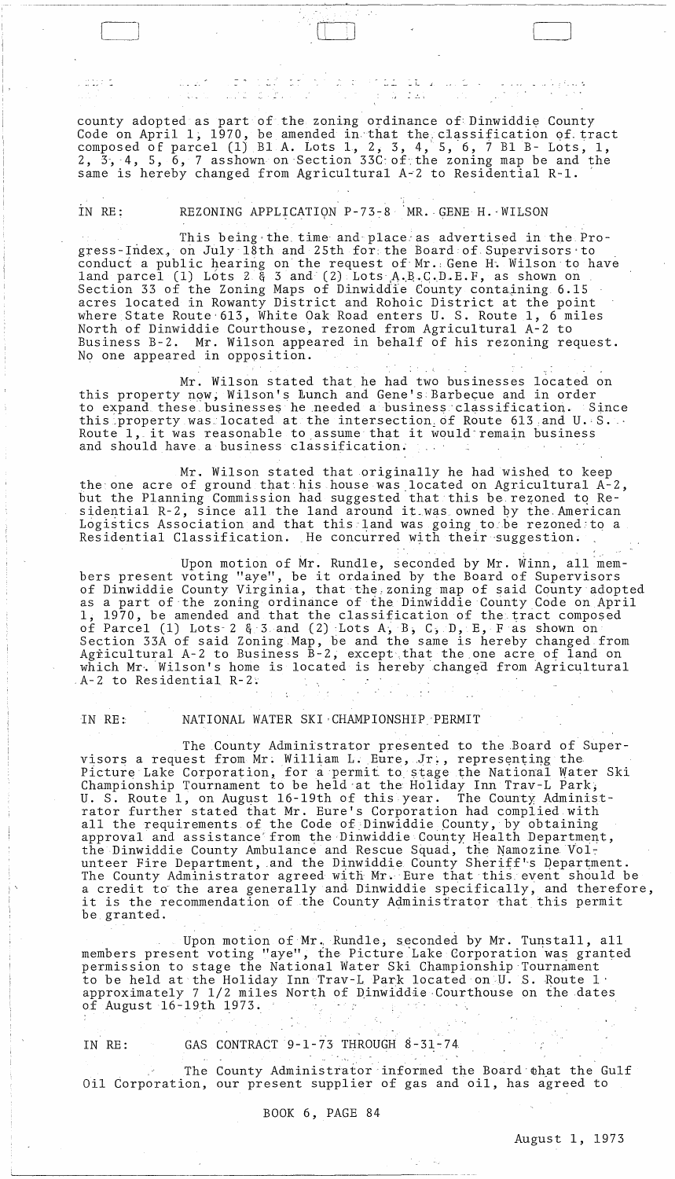county adopted as part of the zoning ordinance of Dinwiddie County Code on April 1, 1970, be amended in that the classification of tract composed of parcel (1) Bl A. Lots 1, 2, 3, 4, 5, 6, 7 Bl B- Lots, 1, 2, 3, 4, 5, 6, 7 asshown on Section 33C of the zoning map be and the same is hereby changed from Agricultural A-2 to Residential R-1.

IN RE: REZONING APPLICATION P-73-8 MR. GENE H. WILSON

This being the time and place as advertised in the Progress-Index, on July 18th and 25th for the Board of Supervisors to conduct a public hearing on the request of Mr. Gene H. Wilson to have land parcel (1) Lots 2 & 3 and (2) Lots A.B.C.D.E.F, as shown on Section 33 of the Zoning Maps of Dinwiddie County containing 6.15 acres located in Rowanty District and Rohoic District at the point where State Route 613, White Oak Road enters U. S. Route 1, 6 miles North of Dinwiddie Courthouse, rezoned from Agricultural A-2 to Business B-2. Mr. Wilson appeared in behalf of his rezoning request. No one appeared in opposition.

Mr. Wilson stated that he had two businesses located on this property now, Wilson's Lunch and Gene's Barbecue and in order to expand these businesses he needed a business classification. Since this property was located at the intersection of Route 613 and U. S. Route 1, it was reasonable to assume that it would remain business and should have a business classification.

Mr. Wilson stated that originally he had wished to keep the one acre of ground that his house was located on Agricultural A-2, but the Planning Commission had suggested that this be rezoned to Residential R-2, since all the land around it was owned by the American Logistics Association and that this land was going to be rezoned to a Residential Classification. He concurred with their suggestion.

Upon motion of Mr. Rundle, seconded by Mr. Winn, all members present voting "aye", be it ordained by the Board of Supervisors of Dinwiddie County Virginia, that the zoning map of said County adopted as a part of the zoning ordinance of the Dinwiddie County Code on April 1, 1970, be amended and that the classification of the tract composed of Parcel (1) Lots 2 & 3 and (2) Lots A, B, C, D, E, F as shown on Section 33A of said Zoning Map, be and the same is hereby changed from Agricultural A-2 to Business B-2, except that the one acre of land on which Mr. Wilson's home is located is hereby changed from Agricultural A-2 to Residential R-2.

IN RE: NATIONAL WATER SKI CHAMPIONSHIP PERMIT

The County Administrator presented to the Board of Supervisors a request from Mr. William L. Eure, Jr., representing the Picture Lake Corporation, for a permit to stage the National Water Ski Championship Tournament to be held at the Holiday Inn Trav-L Park, U. S. Route 1, on August 16-19th of this year. The County Administrator further stated that Mr. Eure's Corporation had complied with all the requirements of the Code of Dinwiddie County, by obtaining approval and assistance from the Dinwiddie County Health Department, the Dinwiddie County Ambulance and Rescue Squad, the Namozine Volunteer Fire Department, and the Dinwiddie County Sheriff's Department. The County Administrator agreed with Mr. Eure that this event should be a credit to the area generally and Dinwiddie specifically, and therefore, it is the recommendation of the County Administrator that this permit be granted.

Upon motion of Mr. Rundle, seconded by Mr. Tunstall, all members present voting "aye", the Picture Lake Corporation was granted permission to stage the National Water Ski Championship Tournament to be held at the Holiday Inn Trav-L Park located on U. S. Route 1 approximately 7 1/2 miles North of Dinwiddie Courthouse on the dates of August 16-19th 1973.

IN RE: GAS CONTRACT 9-1-73 THROUGH 8-31-74

The County Administrator informed the Board that the Gulf Oil Corporation, our present supplier of gas and oil, has agreed to

BOOK 6, PAGE 84

August 1, 1973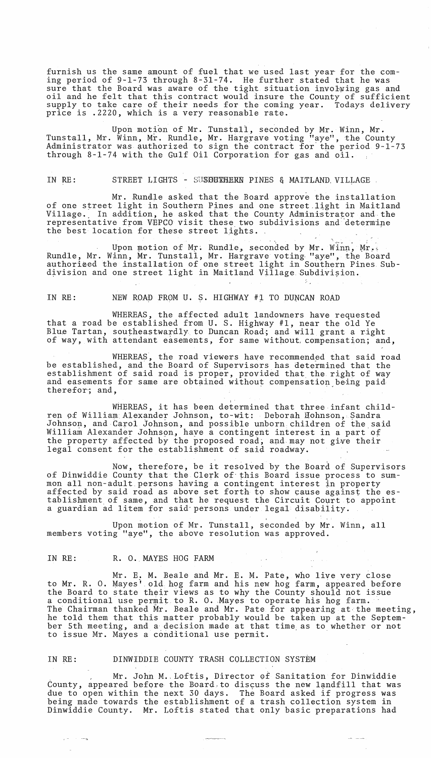furnish us the same amount of fuel that we used last year for the coming period of 9-1-73 through 8-31-74. He further stated that he was sure that the Board was aware of the tight situation involving gas and oil and he felt that this contract would insure the County of sufficient supply to take care of their needs for the coming year. Todays delivery price is .2220, which is a very reasonable rate.

Upon motion of Mr. Tunstall, seconded by Mr. Winn, Mr. Tunstall, Mr. Winn, Mr. Rundle, Mr. Hargrave voting "aye", the County Administrator was authorized to sign the contract for the period 9-1-73 through 8-1-74 with the Gulf Oil Corporation for gas and oil.

IN RE: STREET LIGHTS - SOUTHERN PINES & MAITLAND VILLAGE

Mr. Rundle asked that the Board approve the installation of one street light in Southern Pines and one street light in Maitland Village. In addition, he asked that the County Administrator and the representative from VEPCO visit these two subdivisions and determine the best location for these street lights.

Upon motion of Mr. Rundle, seconded by Mr. Winn, Mr. Rundle, Mr. Winn, Mr. Tunstall, Mr. Hargrave voting "aye", the Board authorized the installation of one street light in Southern Pines Subdivision and one street light in Maitland Village Subdivision.

IN RE: NEW ROAD FROM U. S. HIGHWAY #1 TO DUNCAN ROAD

WHEREAS, the affected adult landowners have requested that a road be established from U. S. Highway #1, near the old Ye Blue Tartan, southeastwardly to Duncan Road; and will grant a right of way, with attendant easements, for same without compensation; and,

WHEREAS, the road viewers have recommended that said road be established, and the Board of Supervisors has determined that the establishment of said road is proper, provided that the right of way and easements for same are obtained without compensation being paid therefor; and,

WHEREAS, it has been determined that three infant children of William Alexander Johnson, to-wit: Deborah Johnson, Sandra Johnson, and Carol Johnson, and possible unborn children of the said William Alexander Johnson, have a contingent interest in a part of the property affected by the proposed road, and may not give their legal consent for the establishment of said roadway.

Now, therefore, be it resolved by the Board of Supervisors of Dinwiddie County that the Clerk of this Board issue process to summon all non-adult persons having a contingent interest in property affected by said road as above set forth to show cause against the establishment of same, and that he request the Circuit Court to appoint a guardian ad litem for said persons under legal disability.

Upon motion of Mr. Tunstall, seconded by Mr. Winn, all members voting "aye", the above resolution was approved.

IN RE: R. O. MAYES HOG FARM

Mr. E. M. Beale and Mr. E. M. Pate, who live very close to Mr. R. O. Mayes' old hog farm and his new hog farm, appeared before the Board to state their views as to why the County should not issue a conditional use permit to R. O. Mayes to operate his hog farm. The Chairman thanked Mr. Beale and Mr. Pate for appearing at the meeting, he told them that this matter probably would be taken up at the September 5th meeting, and a decision made at that time as to whether or not to issue Mr. Mayes a conditional use permit.

IN RE: DINWIDDIE COUNTY TRASH COLLECTION SYSTEM

Mr. John M. Loftis, Director of Sanitation for Dinwiddie County, appeared before the Board to discuss the new landfill that was due to open within the next 30 days. The Board asked if progress was being made towards the establishment of a trash collection system in Dinwiddie County. Mr. Loftis stated that only basic preparations had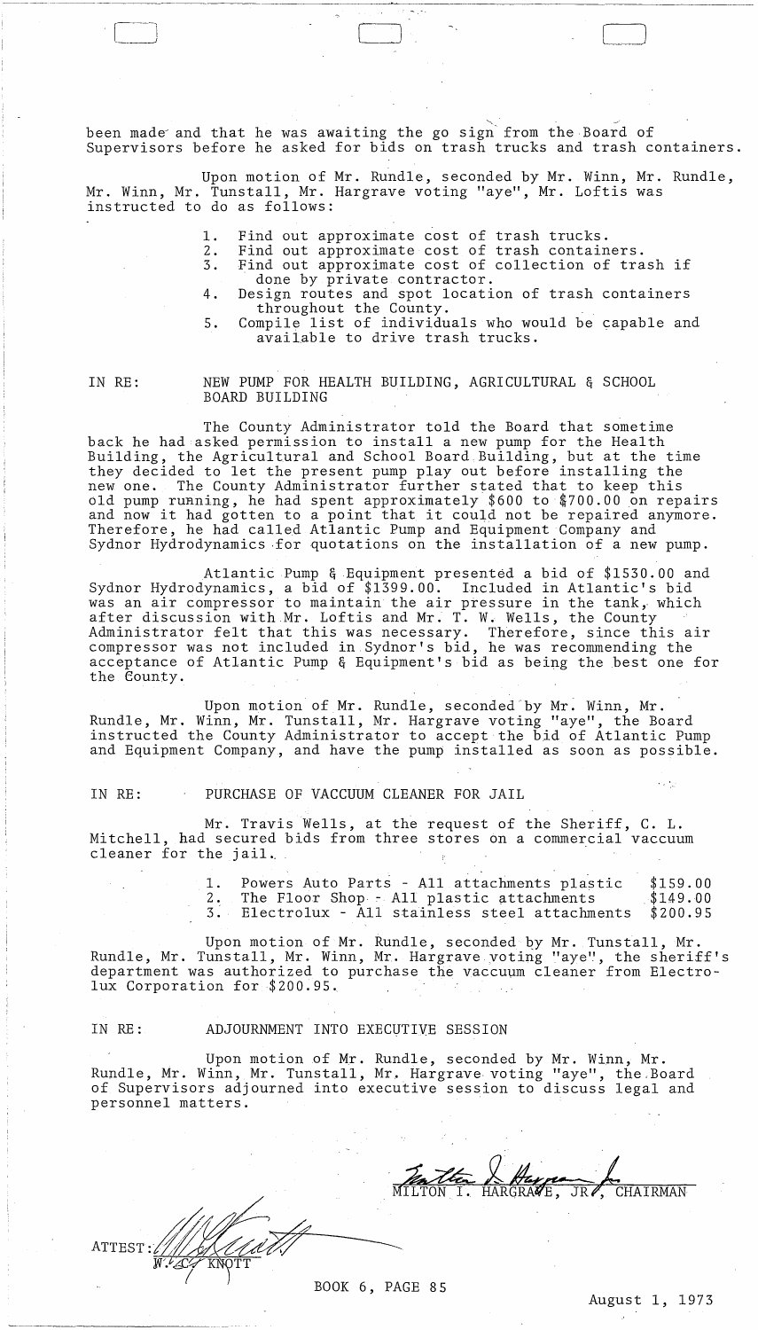been made and that he was awaiting the go sign from the Board of Supervisors before he asked for bids on trash trucks and trash containers.

Upon motion of Mr. Rundle, seconded by Mr. Winn, Mr. Rundle, Mr. Winn, Mr. Tunstall, Mr. Hargrave voting "aye", Mr. Loftis was instructed to do as follows:

1. Find out approximate cost of trash trucks.
2. Find out approximate cost of trash containers.
3. Find out approximate cost of collection of trash if done by private contractor.
4. Design routes and spot location of trash containers throughout the County.
5. Compile list of individuals who would be capable and available to drive trash trucks.

IN RE: NEW PUMP FOR HEALTH BUILDING, AGRICULTURAL & SCHOOL BOARD BUILDING

The County Administrator told the Board that sometime back he had asked permission to install a new pump for the Health Building, the Agricultural and School Board Building, but at the time they decided to let the present pump play out before installing the new one. The County Administrator further stated that to keep this old pump running, he had spent approximately $600 to $700.00 on repairs and now it had gotten to a point that it could not be repaired anymore. Therefore, he had called Atlantic Pump and Equipment Company and Sydnor Hydrodynamics for quotations on the installation of a new pump.

Atlantic Pump & Equipment presented a bid of $1530.00 and Sydnor Hydrodynamics, a bid of $1399.00. Included in Atlantic's bid was an air compressor to maintain the air pressure in the tank, which after discussion with Mr. Loftis and Mr. T. W. Wells, the County Administrator felt that this was necessary. Therefore, since this air compressor was not included in Sydnor's bid, he was recommending the acceptance of Atlantic Pump & Equipment's bid as being the best one for the County.

Upon motion of Mr. Rundle, seconded by Mr. Winn, Mr. Rundle, Mr. Winn, Mr. Tunstall, Mr. Hargrave voting "aye", the Board instructed the County Administrator to accept the bid of Atlantic Pump and Equipment Company, and have the pump installed as soon as possible.

IN RE: PURCHASE OF VACCUUM CLEANER FOR JAIL

Mr. Travis Wells, at the request of the Sheriff, C. L. Mitchell, had secured bids from three stores on a commercial vaccuum cleaner for the jail.

1. Powers Auto Parts - All attachments plastic $159.00
2. The Floor Shop - All plastic attachments $149.00
3. Electrolux - All stainless steel attachments $200.95

Upon motion of Mr. Rundle, seconded by Mr. Tunstall, Mr. Rundle, Mr. Tunstall, Mr. Winn, Mr. Hargrave voting "aye", the sheriff's department was authorized to purchase the vaccuum cleaner from Electrolux Corporation for $200.95.

IN RE: ADJOURNMENT INTO EXECUTIVE SESSION

Upon motion of Mr. Rundle, seconded by Mr. Winn, Mr. Rundle, Mr. Winn, Mr. Tunstall, Mr. Hargrave voting "aye", the Board of Supervisors adjourned into executive session to discuss legal and personnel matters.

MILTON I. HARGRAVE, JR., CHAIRMAN

ATTEST: W. C. KNOTT

BOOK 6, PAGE 85

August 1, 1973